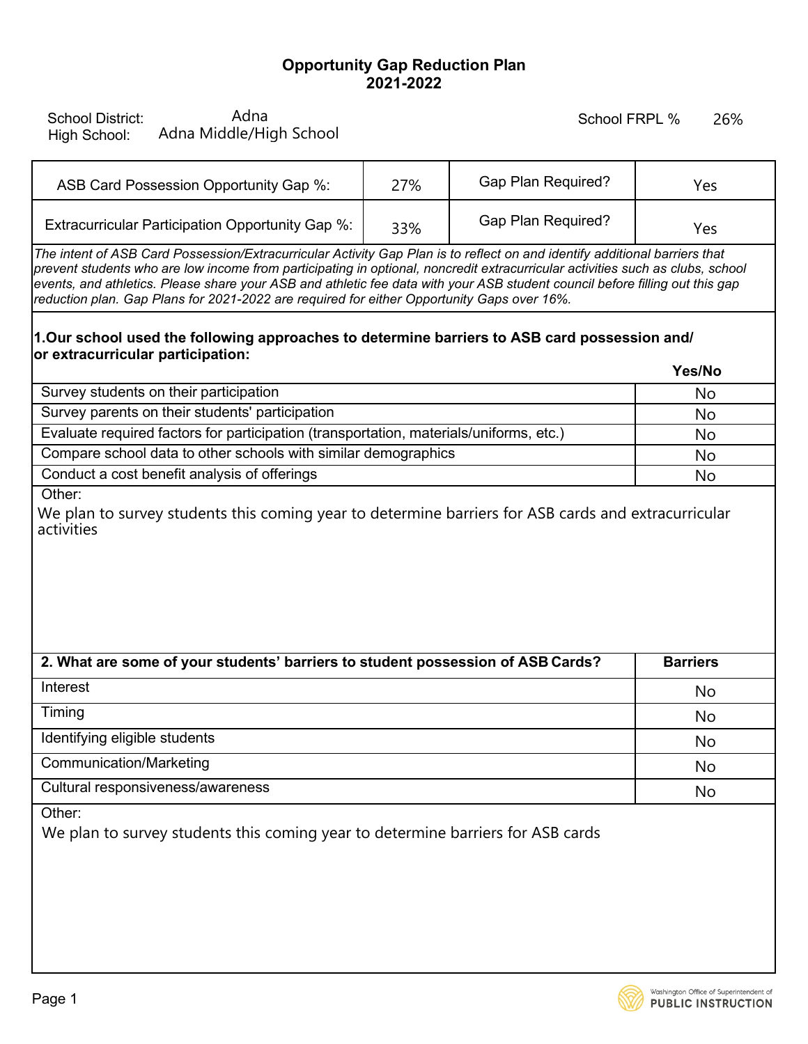# Opportunity Gap Reduction Plan
## 2021-2022

School District: Adna
High School: Adna Middle/High School

School FRPL % 26%

| ASB Card Possession Opportunity Gap %: | 27% | Gap Plan Required? | Yes |
|---|---|---|---|
| Extracurricular Participation Opportunity Gap %: | 33% | Gap Plan Required? | Yes |

*The intent of ASB Card Possession/Extracurricular Activity Gap Plan is to reflect on and identify additional barriers that prevent students who are low income from participating in optional, noncredit extracurricular activities such as clubs, school events, and athletics. Please share your ASB and athletic fee data with your ASB student council before filling out this gap reduction plan. Gap Plans for 2021-2022 are required for either Opportunity Gaps over 16%.*

**1.Our school used the following approaches to determine barriers to ASB card possession and/ or extracurricular participation:**

| | Yes/No |
|---|---|
| Survey students on their participation | No |
| Survey parents on their students' participation | No |
| Evaluate required factors for participation (transportation, materials/uniforms, etc.) | No |
| Compare school data to other schools with similar demographics | No |
| Conduct a cost benefit analysis of offerings | No |

Other:

We plan to survey students this coming year to determine barriers for ASB cards and extracurricular activities

| 2. What are some of your students' barriers to student possession of ASB Cards? | Barriers |
|---|---|
| Interest | No |
| Timing | No |
| Identifying eligible students | No |
| Communication/Marketing | No |
| Cultural responsiveness/awareness | No |

Other:

We plan to survey students this coming year to determine barriers for ASB cards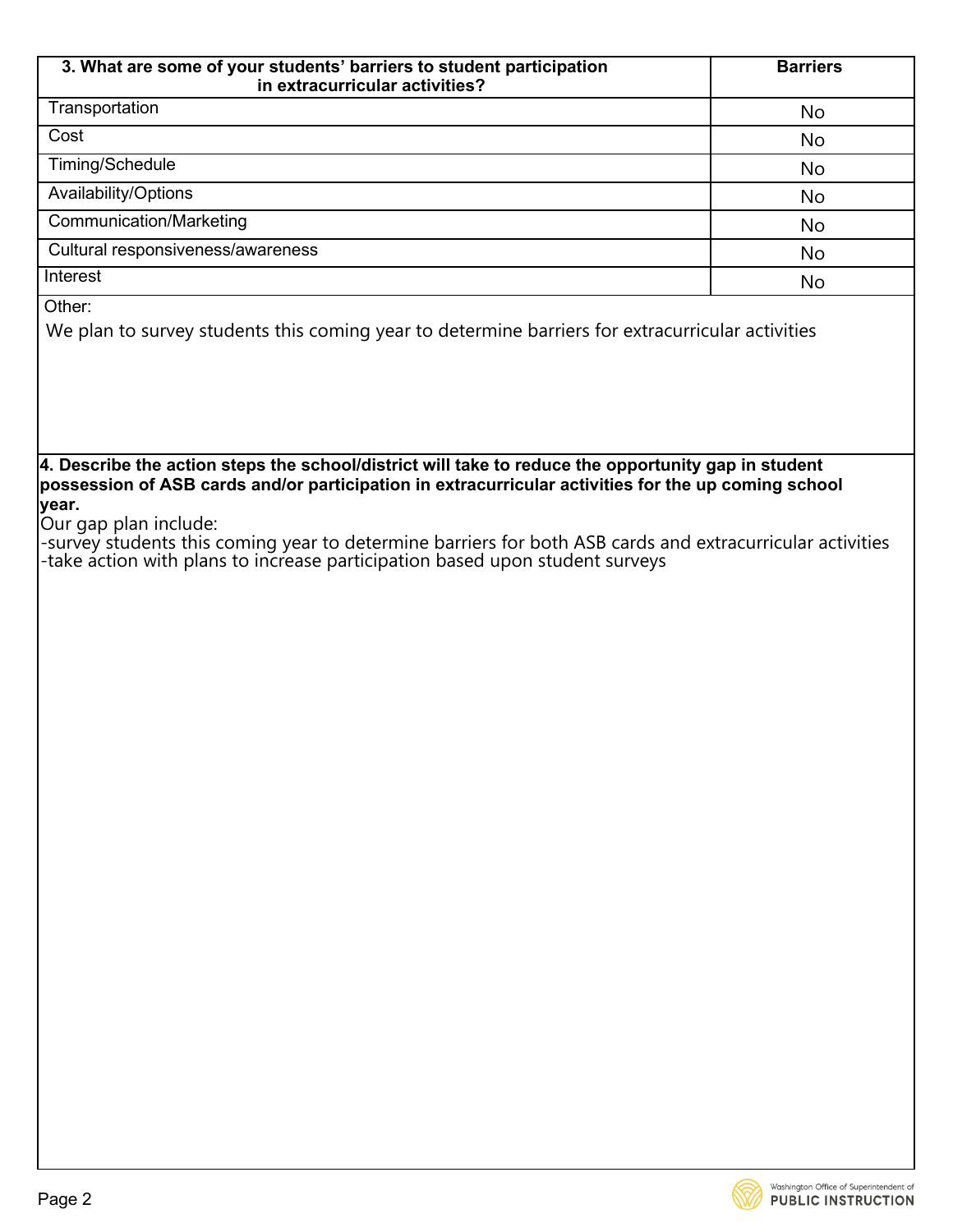| 3. What are some of your students' barriers to student participation in extracurricular activities? | Barriers |
|---|---|
| Transportation | No |
| Cost | No |
| Timing/Schedule | No |
| Availability/Options | No |
| Communication/Marketing | No |
| Cultural responsiveness/awareness | No |
| Interest | No |

Other:

We plan to survey students this coming year to determine barriers for extracurricular activities

**4. Describe the action steps the school/district will take to reduce the opportunity gap in student possession of ASB cards and/or participation in extracurricular activities for the up coming school year.**

Our gap plan include:

-survey students this coming year to determine barriers for both ASB cards and extracurricular activities
-take action with plans to increase participation based upon student surveys